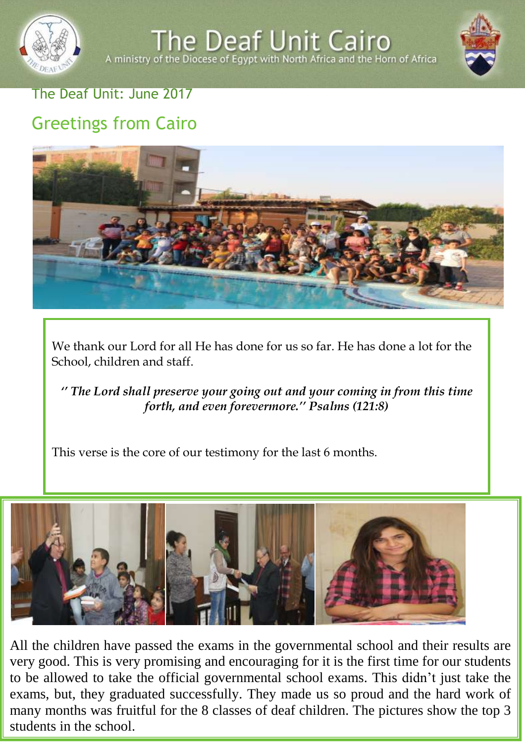# The Deaf Unit Cairo

A ministry of the Diocese of Egypt with North Africa and the Horn of Africa

The Deaf Unit: June 2017

## Greetings from Cairo

We thank our Lord for all He has done for us so far. He has done a lot for the School, children and staff.

*'' The Lord shall preserve your going out and your coming in from this time forth, and even forevermore.'' Psalms (121:8)*

This verse is the core of our testimony for the last 6 months.

All the children have passed the exams in the governmental school and their results are very good. This is very promising and encouraging for it is the first time for our students to be allowed to take the official governmental school exams. This didn't just take the exams, but, they graduated successfully. They made us so proud and the hard work of many months was fruitful for the 8 classes of deaf children. The pictures show the top 3 students in the school.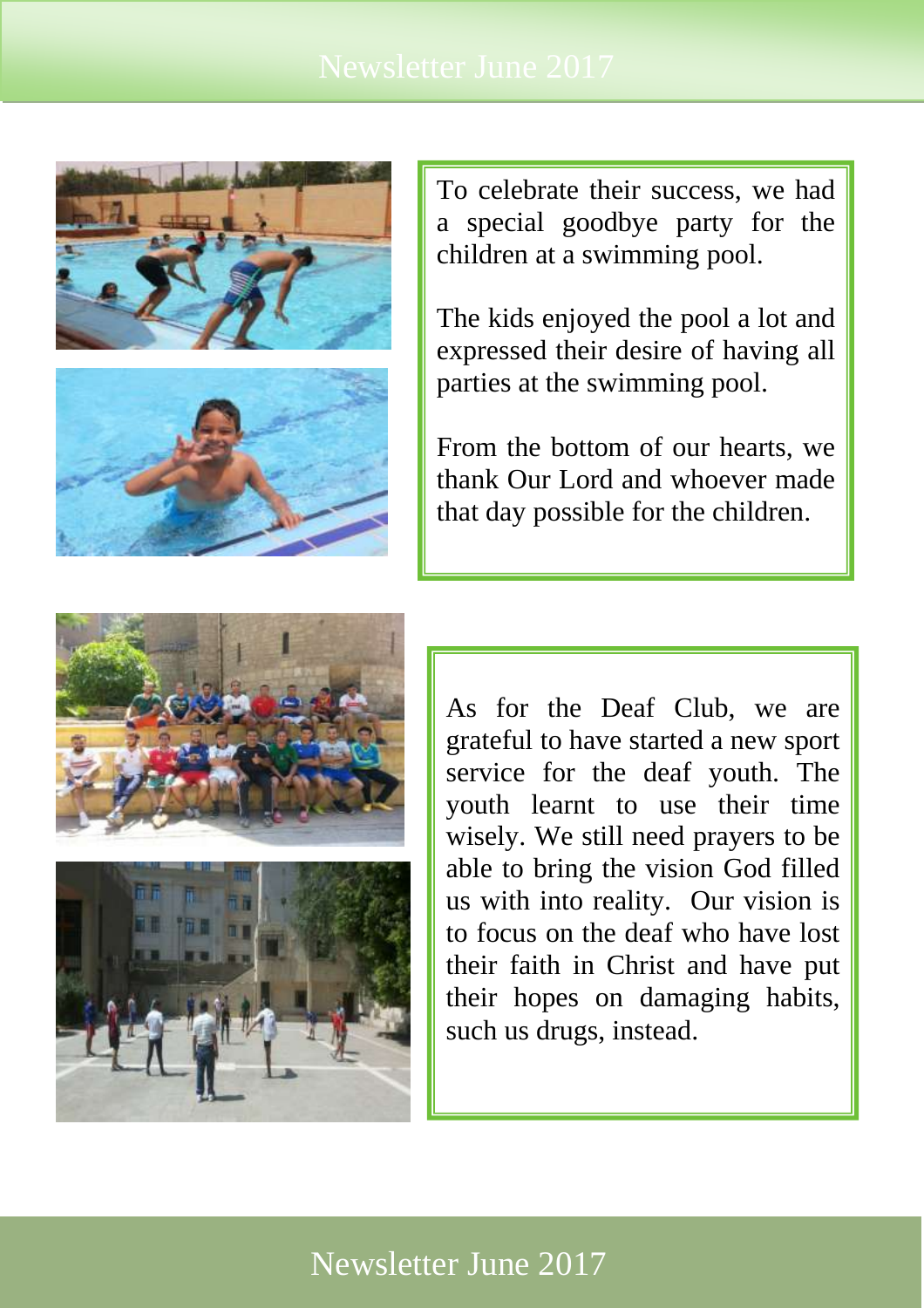To celebrate their success, we had a special goodbye party for the children at a swimming pool.

The kids enjoyed the pool a lot and expressed their desire of having all parties at the swimming pool.

From the bottom of our hearts, we thank Our Lord and whoever made that day possible for the children.

As for the Deaf Club, we are grateful to have started a new sport service for the deaf youth. The youth learnt to use their time wisely. We still need prayers to be able to bring the vision God filled us with into reality. Our vision is to focus on the deaf who have lost their faith in Christ and have put their hopes on damaging habits, such us drugs, instead.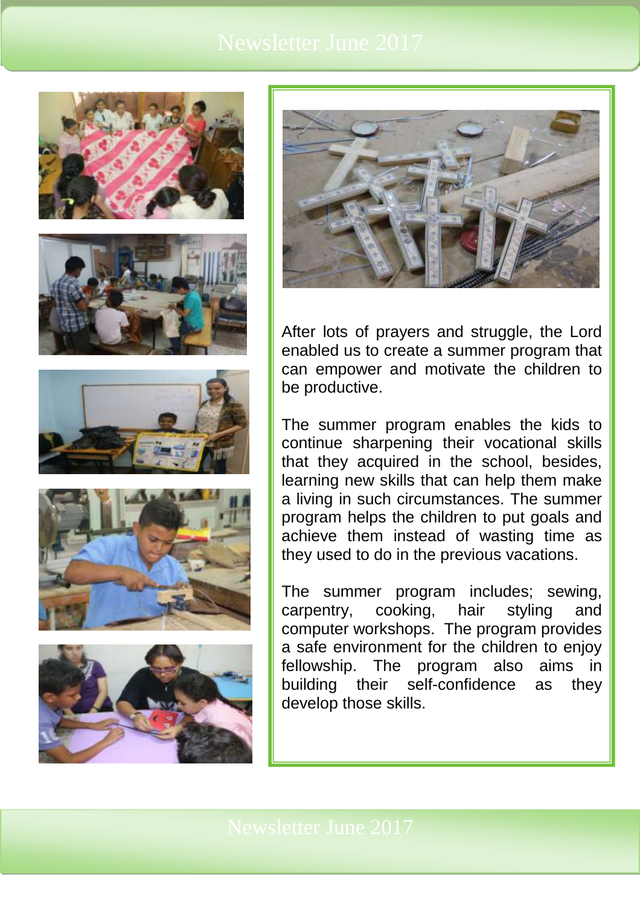After lots of prayers and struggle, the Lord enabled us to create a summer program that can empower and motivate the children to be productive.

The summer program enables the kids to continue sharpening their vocational skills that they acquired in the school, besides, learning new skills that can help them make a living in such circumstances. The summer program helps the children to put goals and achieve them instead of wasting time as they used to do in the previous vacations.

The summer program includes; sewing, carpentry, cooking, hair styling and computer workshops. The program provides a safe environment for the children to enjoy fellowship. The program also aims in building their self-confidence as they develop those skills.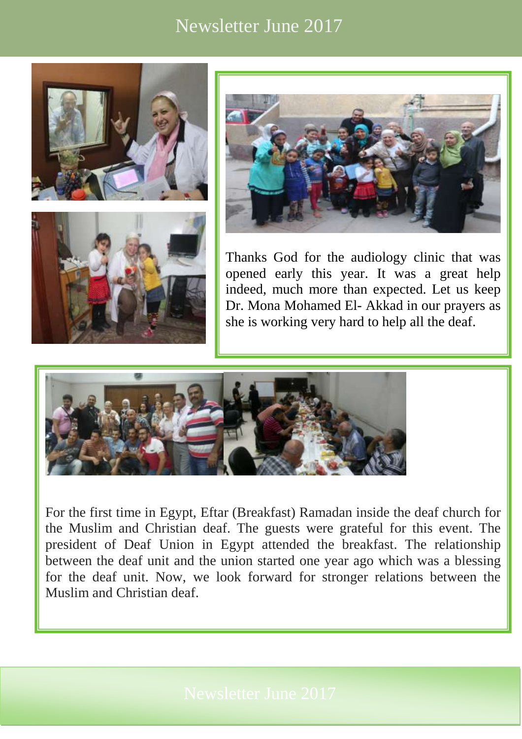Thanks God for the audiology clinic that was opened early this year. It was a great help indeed, much more than expected. Let us keep Dr. Mona Mohamed El- Akkad in our prayers as she is working very hard to help all the deaf.

For the first time in Egypt, Eftar (Breakfast) Ramadan inside the deaf church for the Muslim and Christian deaf. The guests were grateful for this event. The president of Deaf Union in Egypt attended the breakfast. The relationship between the deaf unit and the union started one year ago which was a blessing for the deaf unit. Now, we look forward for stronger relations between the Muslim and Christian deaf.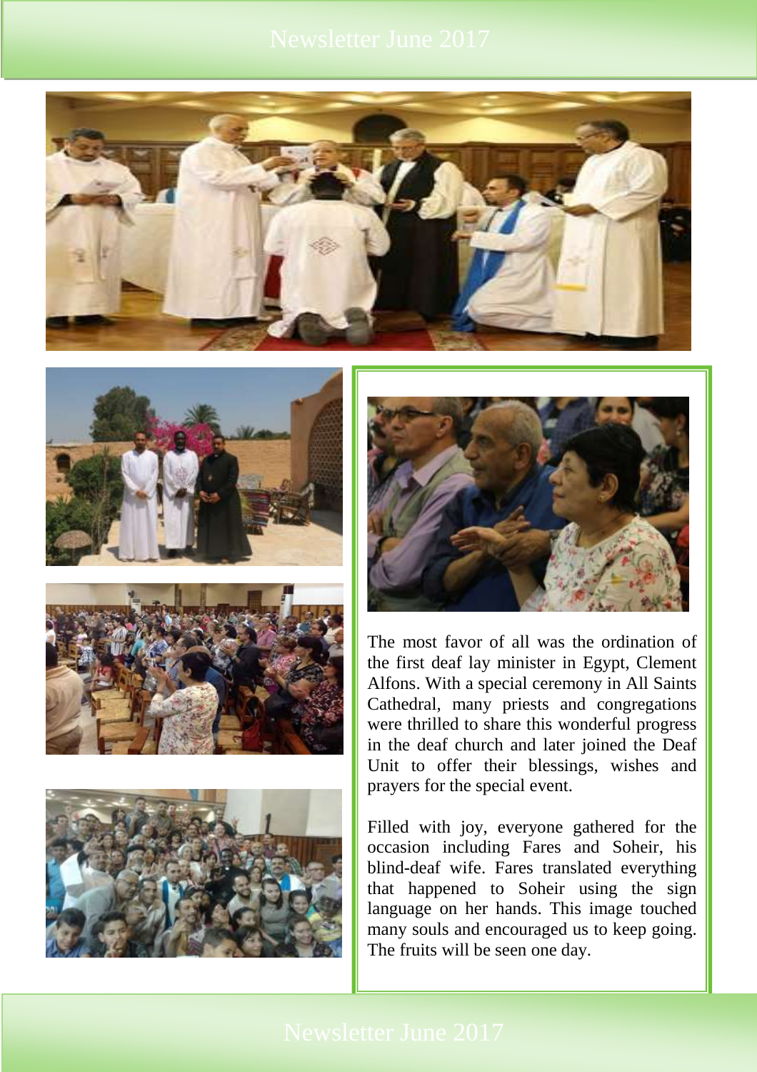The most favor of all was the ordination of the first deaf lay minister in Egypt, Clement Alfons. With a special ceremony in All Saints Cathedral, many priests and congregations were thrilled to share this wonderful progress in the deaf church and later joined the Deaf Unit to offer their blessings, wishes and prayers for the special event.

Filled with joy, everyone gathered for the occasion including Fares and Soheir, his blind-deaf wife. Fares translated everything that happened to Soheir using the sign language on her hands. This image touched many souls and encouraged us to keep going. The fruits will be seen one day.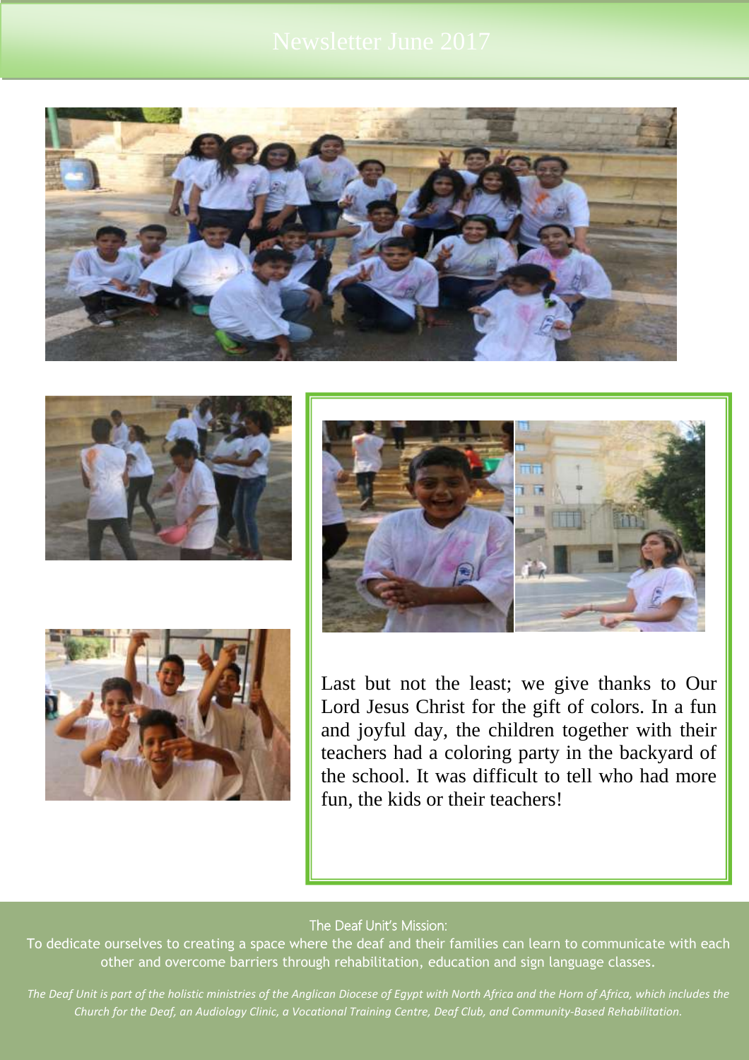# Newsletter June 2017

Last but not the least; we give thanks to Our Lord Jesus Christ for the gift of colors. In a fun and joyful day, the children together with their teachers had a coloring party in the backyard of the school. It was difficult to tell who had more fun, the kids or their teachers!

The Deaf Unit's Mission:

To dedicate ourselves to creating a space where the deaf and their families can learn to communicate with each other and overcome barriers through rehabilitation, education and sign language classes.

*The Deaf Unit is part of the holistic ministries of the Anglican Diocese of Egypt with North Africa and the Horn of Africa, which includes the Church for the Deaf, an Audiology Clinic, a Vocational Training Centre, Deaf Club, and Community-Based Rehabilitation.*